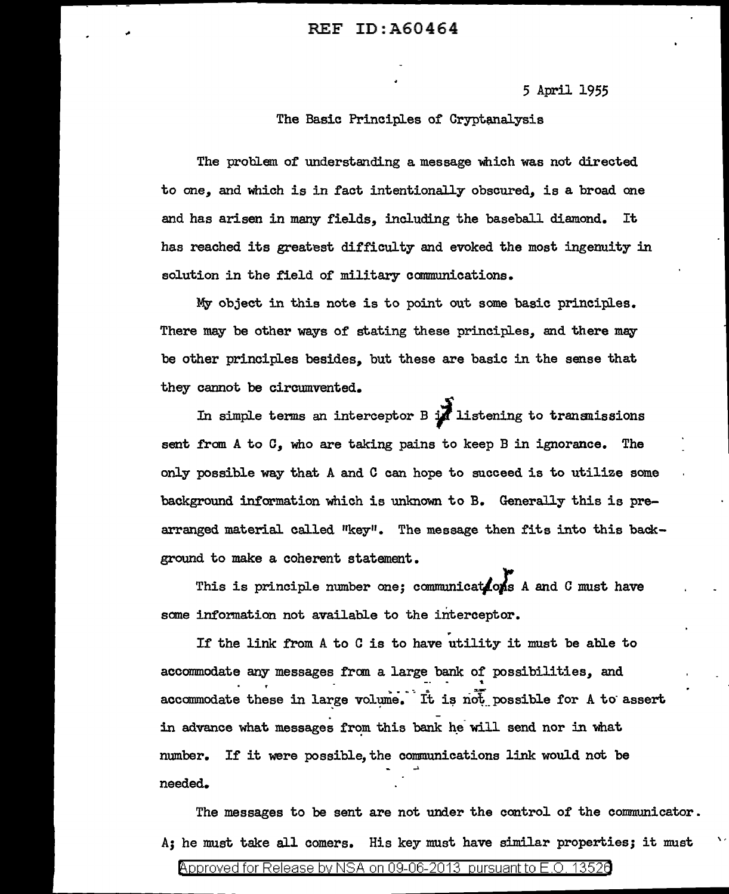5 April 1955

The Basic Principles of Cryptanalysis

The problem of understanding a message which was not directed to one, and which is in fact intentionally obscured, is a broad one and has arisen in many fields, including the baseball diamond. It has reached its greatest difficulty and evoked the most ingenuity in solution in the field of military communications.

My object in this note is to point out some basic principles. There may be other ways of stating these principles, and there may be other principles besides, but these are basic in the sense that they cannot be circumvented.

In simple terms an interceptor B is listening to transmissions sent from A to C, who are taking pains to keep B in ignorance. The only possible way that A and C can hope to succeed is to utilize some background information which is unknown to B. Generally this is prearranged material called "key". The message then fits into this background to make a coherent statement.

This is principle number one; communicators A and C must have some information not available to the interceptor.

If the link from A to C is to have utility it must be able to accommodate any messages from a large bank of possibilities, and accommodate these in large volume. It is not possible for A to assert in advance what messages from this bank he will send nor in what number. If it were possible, the communications link would not be needed.

The messages to be sent are not under the control of the communicator A; he must take all comers. His key must have similar properties; it must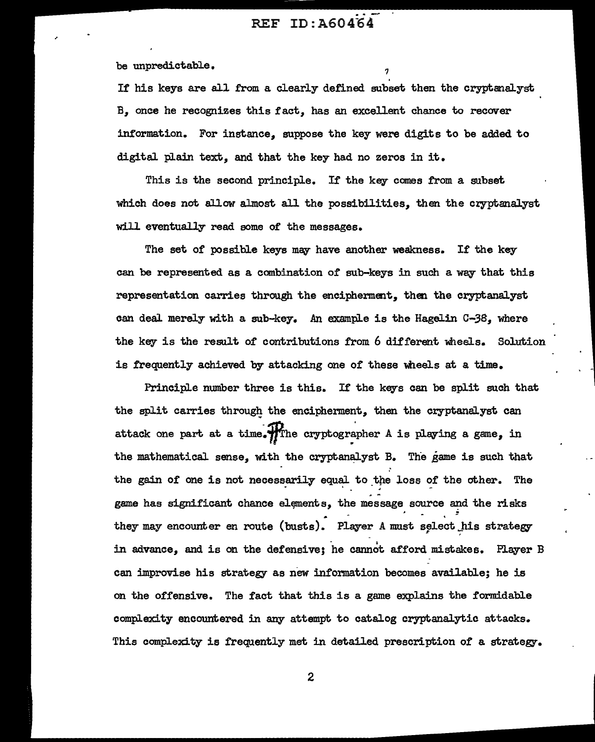be unpredictable.

If his keys are all from a clearly defined subset then the cryptanalyst B, once he recognizes this fact, has an excellent chance to recover information. For instance, suppose the key were digits to be added to digital plain text, and that the key had no zeros in it.

This is the second principle. If the key comes from a subset which does not allow almost all the possibilities, then the cryptanalyst will eventually read some of the messages.

The set of possible keys may have another weakness. If the key can be represented as a combination of sub-keys in such a way that this representation carries through the encipherment, then the cryptanalyst can deal merely with a sub-key. An example is the Hagelin C-38, where the key is the result of contributions from 6 different wheels. Solution is frequently achieved by attacking one of these wheels at a time.

Principle number three is this. If the keys can be split such that the split carries through the encipherment, then the cryptanalyst can attack one part at a time.

The cryptographer A is playing a game, in the mathematical sense, with the cryptanalyst B. The game is such that the gain of one is not necessarily equal to the loss of the other. The game has significant chance elements, the message source and the risks they may encounter en route (busts). Player A must select his strategy in advance, and is on the defensive; he cannot afford mistakes. Player B can improvise his strategy as new information becomes available; he is on the offensive. The fact that this is a game explains the formidable complexity encountered in any attempt to catalog cryptanalytic attacks. This complexity is frequently met in detailed prescription of a strategy.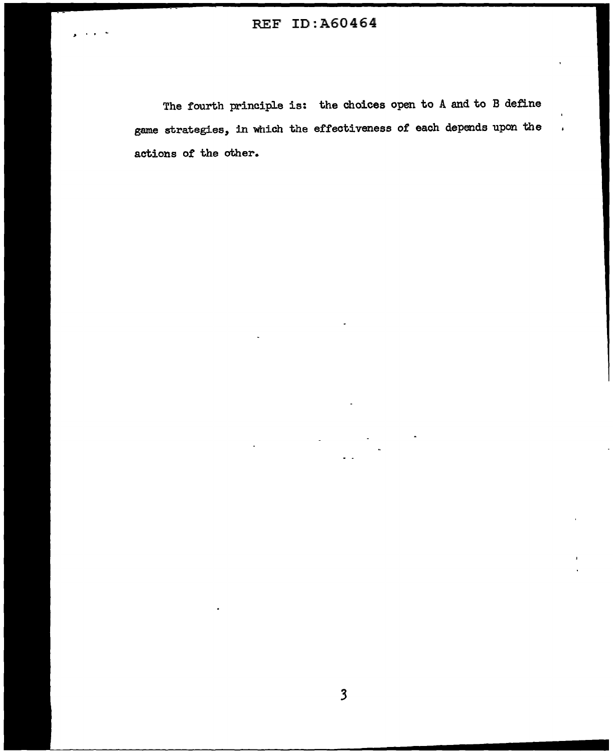The fourth principle is: the choices open to A and to B define game strategies, in which the effectiveness of each depends upon the actions of the other.